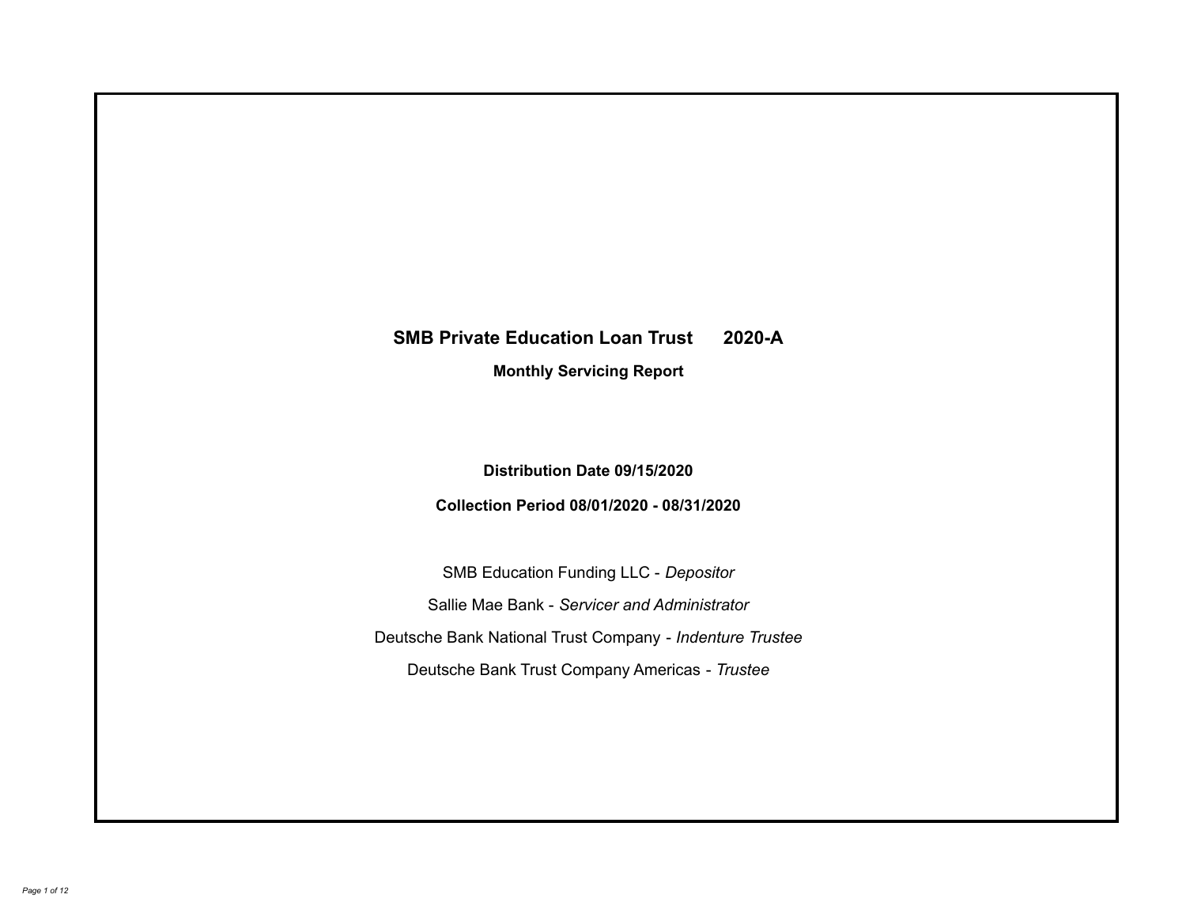# SMB Private Education Loan Trust 2020-A

## Monthly Servicing Report

**Distribution Date 09/15/2020**

**Collection Period 08/01/2020 - 08/31/2020**

SMB Education Funding LLC - *Depositor*

Sallie Mae Bank - *Servicer and Administrator*

Deutsche Bank National Trust Company - *Indenture Trustee*

Deutsche Bank Trust Company Americas - *Trustee*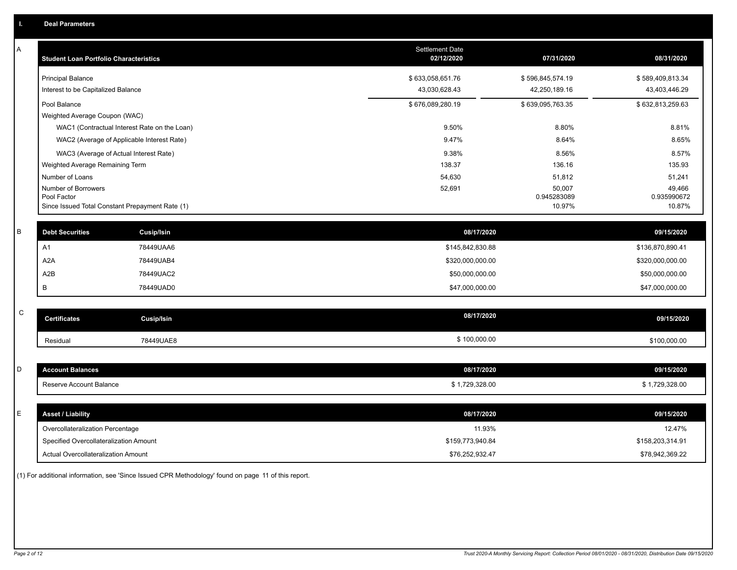## I. Deal Parameters

### A

| Student Loan Portfolio Characteristics | Settlement Date 02/12/2020 | 07/31/2020 | 08/31/2020 |
|---|---|---|---|
| Principal Balance | $ 633,058,651.76 | $ 596,845,574.19 | $ 589,409,813.34 |
| Interest to be Capitalized Balance | 43,030,628.43 | 42,250,189.16 | 43,403,446.29 |
| Pool Balance | $ 676,089,280.19 | $ 639,095,763.35 | $ 632,813,259.63 |
| Weighted Average Coupon (WAC) | | | |
| WAC1 (Contractual Interest Rate on the Loan) | 9.50% | 8.80% | 8.81% |
| WAC2 (Average of Applicable Interest Rate) | 9.47% | 8.64% | 8.65% |
| WAC3 (Average of Actual Interest Rate) | 9.38% | 8.56% | 8.57% |
| Weighted Average Remaining Term | 138.37 | 136.16 | 135.93 |
| Number of Loans | 54,630 | 51,812 | 51,241 |
| Number of Borrowers | 52,691 | 50,007 | 49,466 |
| Pool Factor | | 0.945283089 | 0.935990672 |
| Since Issued Total Constant Prepayment Rate (1) | | 10.97% | 10.87% |

### B

| Debt Securities | Cusip/Isin | 08/17/2020 | 09/15/2020 |
|---|---|---|---|
| A1 | 78449UAA6 | $145,842,830.88 | $136,870,890.41 |
| A2A | 78449UAB4 | $320,000,000.00 | $320,000,000.00 |
| A2B | 78449UAC2 | $50,000,000.00 | $50,000,000.00 |
| B | 78449UAD0 | $47,000,000.00 | $47,000,000.00 |

### C

| Certificates | Cusip/Isin | 08/17/2020 | 09/15/2020 |
|---|---|---|---|
| Residual | 78449UAE8 | $ 100,000.00 | $100,000.00 |

### D

| Account Balances | 08/17/2020 | 09/15/2020 |
|---|---|---|
| Reserve Account Balance | $ 1,729,328.00 | $ 1,729,328.00 |

### E

| Asset / Liability | 08/17/2020 | 09/15/2020 |
|---|---|---|
| Overcollateralization Percentage | 11.93% | 12.47% |
| Specified Overcollateralization Amount | $159,773,940.84 | $158,203,314.91 |
| Actual Overcollateralization Amount | $76,252,932.47 | $78,942,369.22 |

(1) For additional information, see 'Since Issued CPR Methodology' found on page 11 of this report.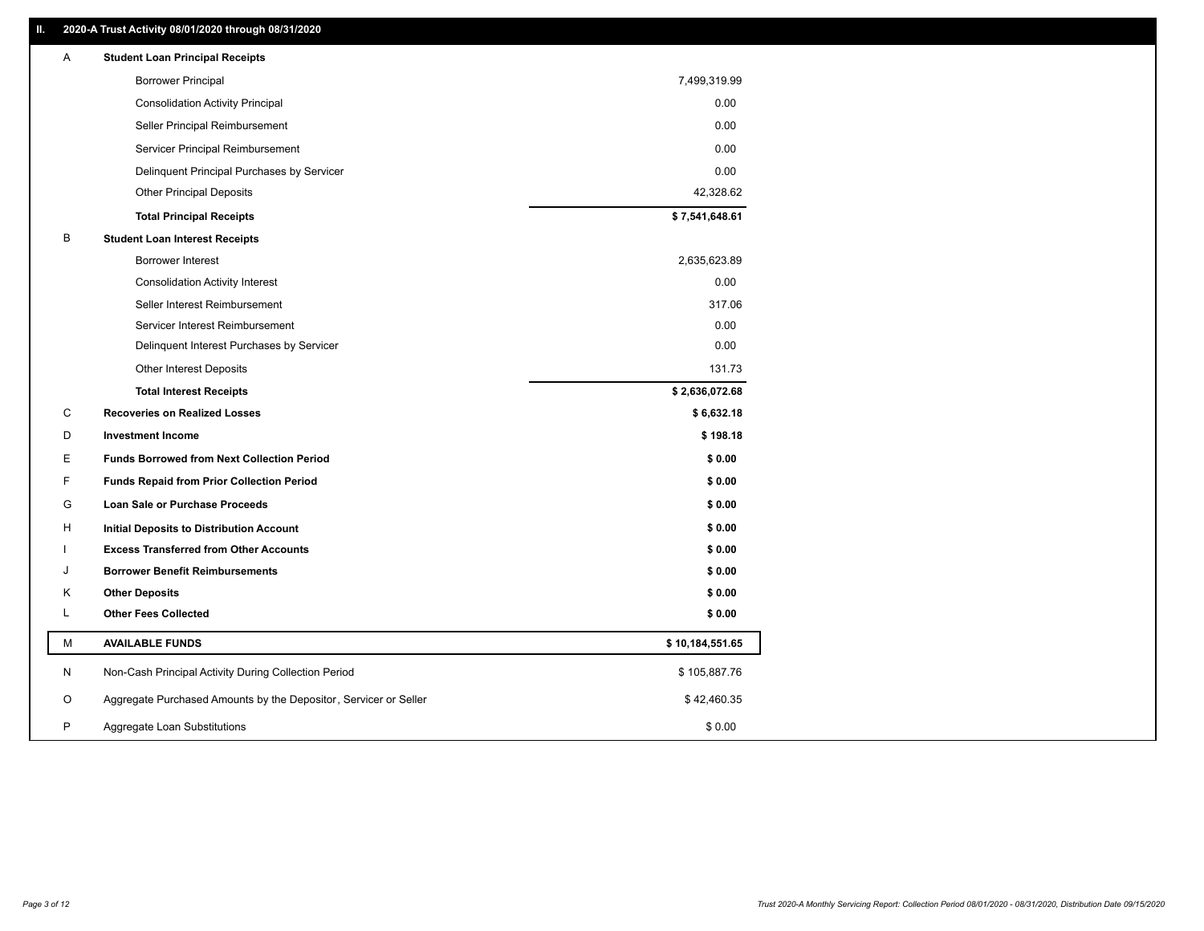## II. 2020-A Trust Activity 08/01/2020 through 08/31/2020

| | | |
|---|---|---|
| A | **Student Loan Principal Receipts** | |
| | Borrower Principal | 7,499,319.99 |
| | Consolidation Activity Principal | 0.00 |
| | Seller Principal Reimbursement | 0.00 |
| | Servicer Principal Reimbursement | 0.00 |
| | Delinquent Principal Purchases by Servicer | 0.00 |
| | Other Principal Deposits | 42,328.62 |
| | **Total Principal Receipts** | **$ 7,541,648.61** |
| B | **Student Loan Interest Receipts** | |
| | Borrower Interest | 2,635,623.89 |
| | Consolidation Activity Interest | 0.00 |
| | Seller Interest Reimbursement | 317.06 |
| | Servicer Interest Reimbursement | 0.00 |
| | Delinquent Interest Purchases by Servicer | 0.00 |
| | Other Interest Deposits | 131.73 |
| | **Total Interest Receipts** | **$ 2,636,072.68** |
| C | **Recoveries on Realized Losses** | **$ 6,632.18** |
| D | **Investment Income** | **$ 198.18** |
| E | **Funds Borrowed from Next Collection Period** | **$ 0.00** |
| F | **Funds Repaid from Prior Collection Period** | **$ 0.00** |
| G | **Loan Sale or Purchase Proceeds** | **$ 0.00** |
| H | **Initial Deposits to Distribution Account** | **$ 0.00** |
| I | **Excess Transferred from Other Accounts** | **$ 0.00** |
| J | **Borrower Benefit Reimbursements** | **$ 0.00** |
| K | **Other Deposits** | **$ 0.00** |
| L | **Other Fees Collected** | **$ 0.00** |
| M | **AVAILABLE FUNDS** | **$ 10,184,551.65** |
| N | Non-Cash Principal Activity During Collection Period | $ 105,887.76 |
| O | Aggregate Purchased Amounts by the Depositor, Servicer or Seller | $ 42,460.35 |
| P | Aggregate Loan Substitutions | $ 0.00 |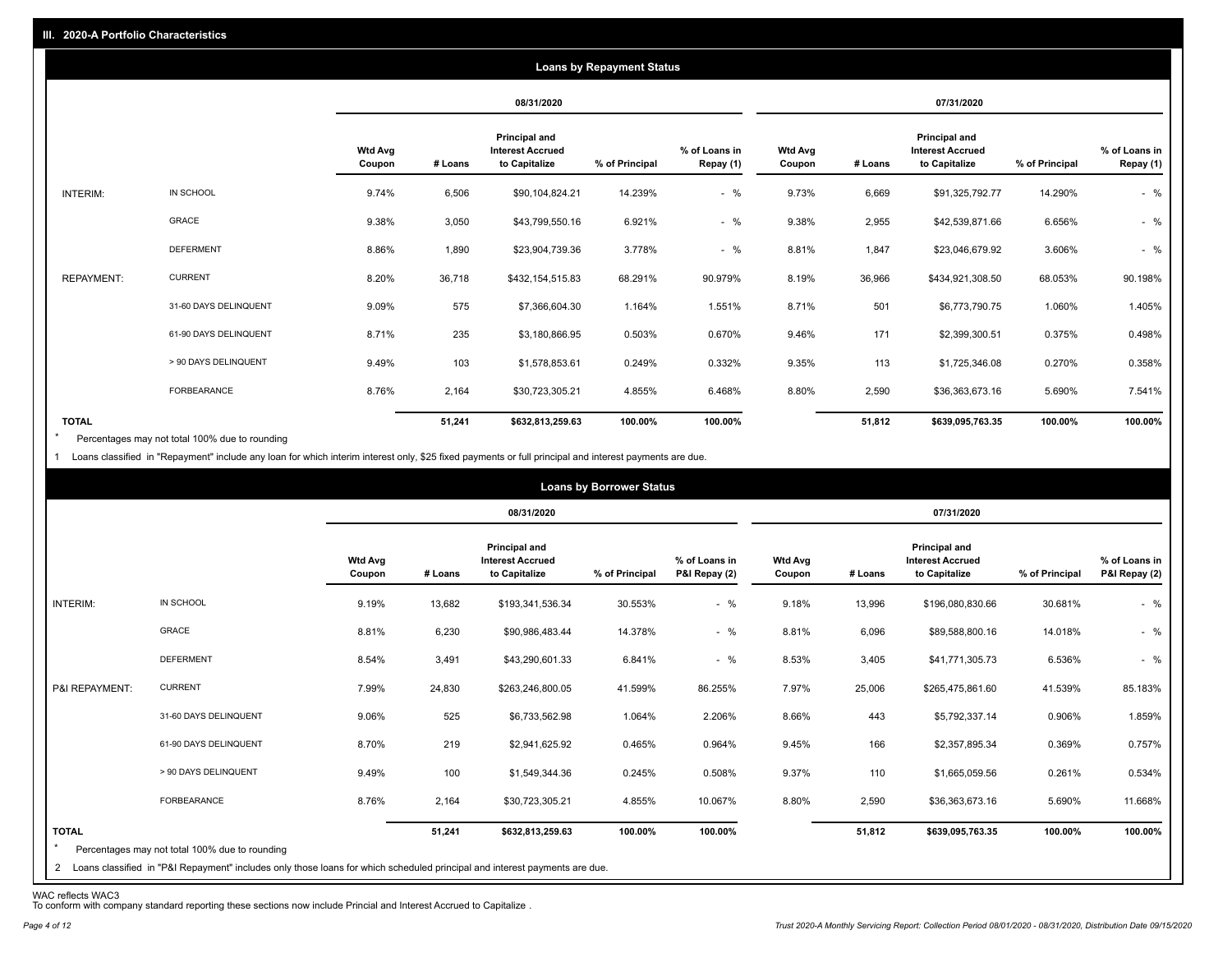## III. 2020-A Portfolio Characteristics

### Loans by Repayment Status

| | | 08/31/2020 | | | | | 07/31/2020 | | | | |
|---|---|---|---|---|---|---|---|---|---|---|---|
| | | Wtd Avg Coupon | # Loans | Principal and Interest Accrued to Capitalize | % of Principal | % of Loans in Repay (1) | Wtd Avg Coupon | # Loans | Principal and Interest Accrued to Capitalize | % of Principal | % of Loans in Repay (1) |
| INTERIM: | IN SCHOOL | 9.74% | 6,506 | $90,104,824.21 | 14.239% | - % | 9.73% | 6,669 | $91,325,792.77 | 14.290% | - % |
| | GRACE | 9.38% | 3,050 | $43,799,550.16 | 6.921% | - % | 9.38% | 2,955 | $42,539,871.66 | 6.656% | - % |
| | DEFERMENT | 8.86% | 1,890 | $23,904,739.36 | 3.778% | - % | 8.81% | 1,847 | $23,046,679.92 | 3.606% | - % |
| REPAYMENT: | CURRENT | 8.20% | 36,718 | $432,154,515.83 | 68.291% | 90.979% | 8.19% | 36,966 | $434,921,308.50 | 68.053% | 90.198% |
| | 31-60 DAYS DELINQUENT | 9.09% | 575 | $7,366,604.30 | 1.164% | 1.551% | 8.71% | 501 | $6,773,790.75 | 1.060% | 1.405% |
| | 61-90 DAYS DELINQUENT | 8.71% | 235 | $3,180,866.95 | 0.503% | 0.670% | 9.46% | 171 | $2,399,300.51 | 0.375% | 0.498% |
| | > 90 DAYS DELINQUENT | 9.49% | 103 | $1,578,853.61 | 0.249% | 0.332% | 9.35% | 113 | $1,725,346.08 | 0.270% | 0.358% |
| | FORBEARANCE | 8.76% | 2,164 | $30,723,305.21 | 4.855% | 6.468% | 8.80% | 2,590 | $36,363,673.16 | 5.690% | 7.541% |
| TOTAL | | | 51,241 | $632,813,259.63 | 100.00% | 100.00% | | 51,812 | $639,095,763.35 | 100.00% | 100.00% |

* Percentages may not total 100% due to rounding

1 Loans classified in "Repayment" include any loan for which interim interest only, $25 fixed payments or full principal and interest payments are due.

### Loans by Borrower Status

| | | 08/31/2020 | | | | | 07/31/2020 | | | | |
|---|---|---|---|---|---|---|---|---|---|---|---|
| | | Wtd Avg Coupon | # Loans | Principal and Interest Accrued to Capitalize | % of Principal | % of Loans in P&I Repay (2) | Wtd Avg Coupon | # Loans | Principal and Interest Accrued to Capitalize | % of Principal | % of Loans in P&I Repay (2) |
| INTERIM: | IN SCHOOL | 9.19% | 13,682 | $193,341,536.34 | 30.553% | - % | 9.18% | 13,996 | $196,080,830.66 | 30.681% | - % |
| | GRACE | 8.81% | 6,230 | $90,986,483.44 | 14.378% | - % | 8.81% | 6,096 | $89,588,800.16 | 14.018% | - % |
| | DEFERMENT | 8.54% | 3,491 | $43,290,601.33 | 6.841% | - % | 8.53% | 3,405 | $41,771,305.73 | 6.536% | - % |
| P&I REPAYMENT: | CURRENT | 7.99% | 24,830 | $263,246,800.05 | 41.599% | 86.255% | 7.97% | 25,006 | $265,475,861.60 | 41.539% | 85.183% |
| | 31-60 DAYS DELINQUENT | 9.06% | 525 | $6,733,562.98 | 1.064% | 2.206% | 8.66% | 443 | $5,792,337.14 | 0.906% | 1.859% |
| | 61-90 DAYS DELINQUENT | 8.70% | 219 | $2,941,625.92 | 0.465% | 0.964% | 9.45% | 166 | $2,357,895.34 | 0.369% | 0.757% |
| | > 90 DAYS DELINQUENT | 9.49% | 100 | $1,549,344.36 | 0.245% | 0.508% | 9.37% | 110 | $1,665,059.56 | 0.261% | 0.534% |
| | FORBEARANCE | 8.76% | 2,164 | $30,723,305.21 | 4.855% | 10.067% | 8.80% | 2,590 | $36,363,673.16 | 5.690% | 11.668% |
| TOTAL | | | 51,241 | $632,813,259.63 | 100.00% | 100.00% | | 51,812 | $639,095,763.35 | 100.00% | 100.00% |

* Percentages may not total 100% due to rounding

2 Loans classified in "P&I Repayment" includes only those loans for which scheduled principal and interest payments are due.

WAC reflects WAC3
To conform with company standard reporting these sections now include Princial and Interest Accrued to Capitalize .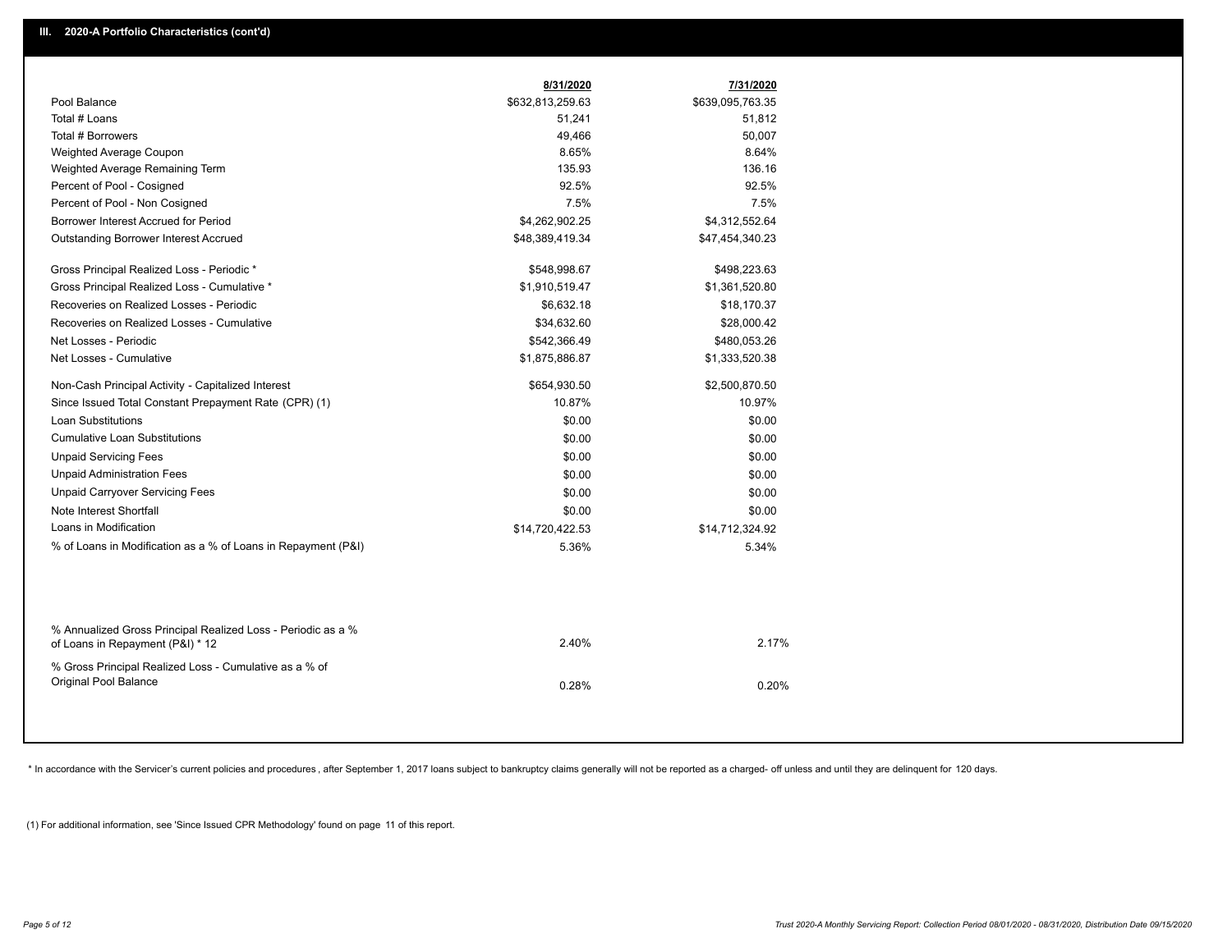## III. 2020-A Portfolio Characteristics (cont'd)

| | 8/31/2020 | 7/31/2020 |
|---|---|---|
| Pool Balance | $632,813,259.63 | $639,095,763.35 |
| Total # Loans | 51,241 | 51,812 |
| Total # Borrowers | 49,466 | 50,007 |
| Weighted Average Coupon | 8.65% | 8.64% |
| Weighted Average Remaining Term | 135.93 | 136.16 |
| Percent of Pool - Cosigned | 92.5% | 92.5% |
| Percent of Pool - Non Cosigned | 7.5% | 7.5% |
| Borrower Interest Accrued for Period | $4,262,902.25 | $4,312,552.64 |
| Outstanding Borrower Interest Accrued | $48,389,419.34 | $47,454,340.23 |
| Gross Principal Realized Loss - Periodic * | $548,998.67 | $498,223.63 |
| Gross Principal Realized Loss - Cumulative * | $1,910,519.47 | $1,361,520.80 |
| Recoveries on Realized Losses - Periodic | $6,632.18 | $18,170.37 |
| Recoveries on Realized Losses - Cumulative | $34,632.60 | $28,000.42 |
| Net Losses - Periodic | $542,366.49 | $480,053.26 |
| Net Losses - Cumulative | $1,875,886.87 | $1,333,520.38 |
| Non-Cash Principal Activity - Capitalized Interest | $654,930.50 | $2,500,870.50 |
| Since Issued Total Constant Prepayment Rate (CPR) (1) | 10.87% | 10.97% |
| Loan Substitutions | $0.00 | $0.00 |
| Cumulative Loan Substitutions | $0.00 | $0.00 |
| Unpaid Servicing Fees | $0.00 | $0.00 |
| Unpaid Administration Fees | $0.00 | $0.00 |
| Unpaid Carryover Servicing Fees | $0.00 | $0.00 |
| Note Interest Shortfall | $0.00 | $0.00 |
| Loans in Modification | $14,720,422.53 | $14,712,324.92 |
| % of Loans in Modification as a % of Loans in Repayment (P&I) | 5.36% | 5.34% |
| % Annualized Gross Principal Realized Loss - Periodic as a % of Loans in Repayment (P&I) * 12 | 2.40% | 2.17% |
| % Gross Principal Realized Loss - Cumulative as a % of Original Pool Balance | 0.28% | 0.20% |

* In accordance with the Servicer's current policies and procedures, after September 1, 2017 loans subject to bankruptcy claims generally will not be reported as a charged- off unless and until they are delinquent for 120 days.

(1) For additional information, see 'Since Issued CPR Methodology' found on page 11 of this report.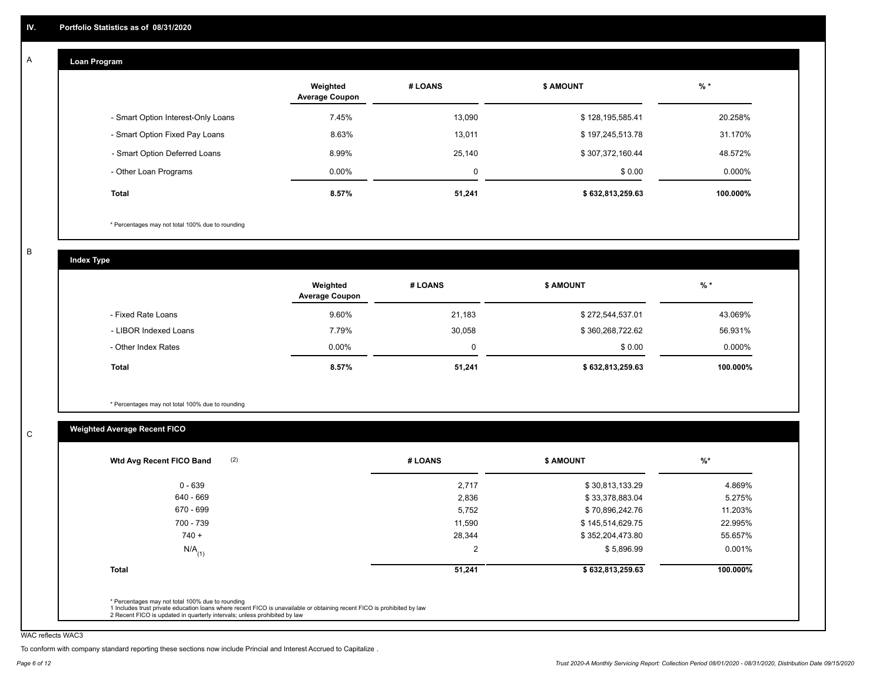## IV. Portfolio Statistics as of 08/31/2020

### A Loan Program

| | Weighted Average Coupon | # LOANS | $ AMOUNT | % * |
|---|---|---|---|---|
| - Smart Option Interest-Only Loans | 7.45% | 13,090 | $ 128,195,585.41 | 20.258% |
| - Smart Option Fixed Pay Loans | 8.63% | 13,011 | $ 197,245,513.78 | 31.170% |
| - Smart Option Deferred Loans | 8.99% | 25,140 | $ 307,372,160.44 | 48.572% |
| - Other Loan Programs | 0.00% | 0 | $ 0.00 | 0.000% |
| **Total** | **8.57%** | **51,241** | **$ 632,813,259.63** | **100.000%** |

* Percentages may not total 100% due to rounding

### B Index Type

| | Weighted Average Coupon | # LOANS | $ AMOUNT | % * |
|---|---|---|---|---|
| - Fixed Rate Loans | 9.60% | 21,183 | $ 272,544,537.01 | 43.069% |
| - LIBOR Indexed Loans | 7.79% | 30,058 | $ 360,268,722.62 | 56.931% |
| - Other Index Rates | 0.00% | 0 | $ 0.00 | 0.000% |
| **Total** | **8.57%** | **51,241** | **$ 632,813,259.63** | **100.000%** |

* Percentages may not total 100% due to rounding

### C Weighted Average Recent FICO

| Wtd Avg Recent FICO Band (2) | # LOANS | $ AMOUNT | %* |
|---|---|---|---|
| 0 - 639 | 2,717 | $ 30,813,133.29 | 4.869% |
| 640 - 669 | 2,836 | $ 33,378,883.04 | 5.275% |
| 670 - 699 | 5,752 | $ 70,896,242.76 | 11.203% |
| 700 - 739 | 11,590 | $ 145,514,629.75 | 22.995% |
| 740 + | 28,344 | $ 352,204,473.80 | 55.657% |
| N/A (1) | 2 | $ 5,896.99 | 0.001% |
| **Total** | **51,241** | **$ 632,813,259.63** | **100.000%** |

* Percentages may not total 100% due to rounding
1 Includes trust private education loans where recent FICO is unavailable or obtaining recent FICO is prohibited by law
2 Recent FICO is updated in quarterly intervals; unless prohibited by law

WAC reflects WAC3

To conform with company standard reporting these sections now include Princial and Interest Accrued to Capitalize .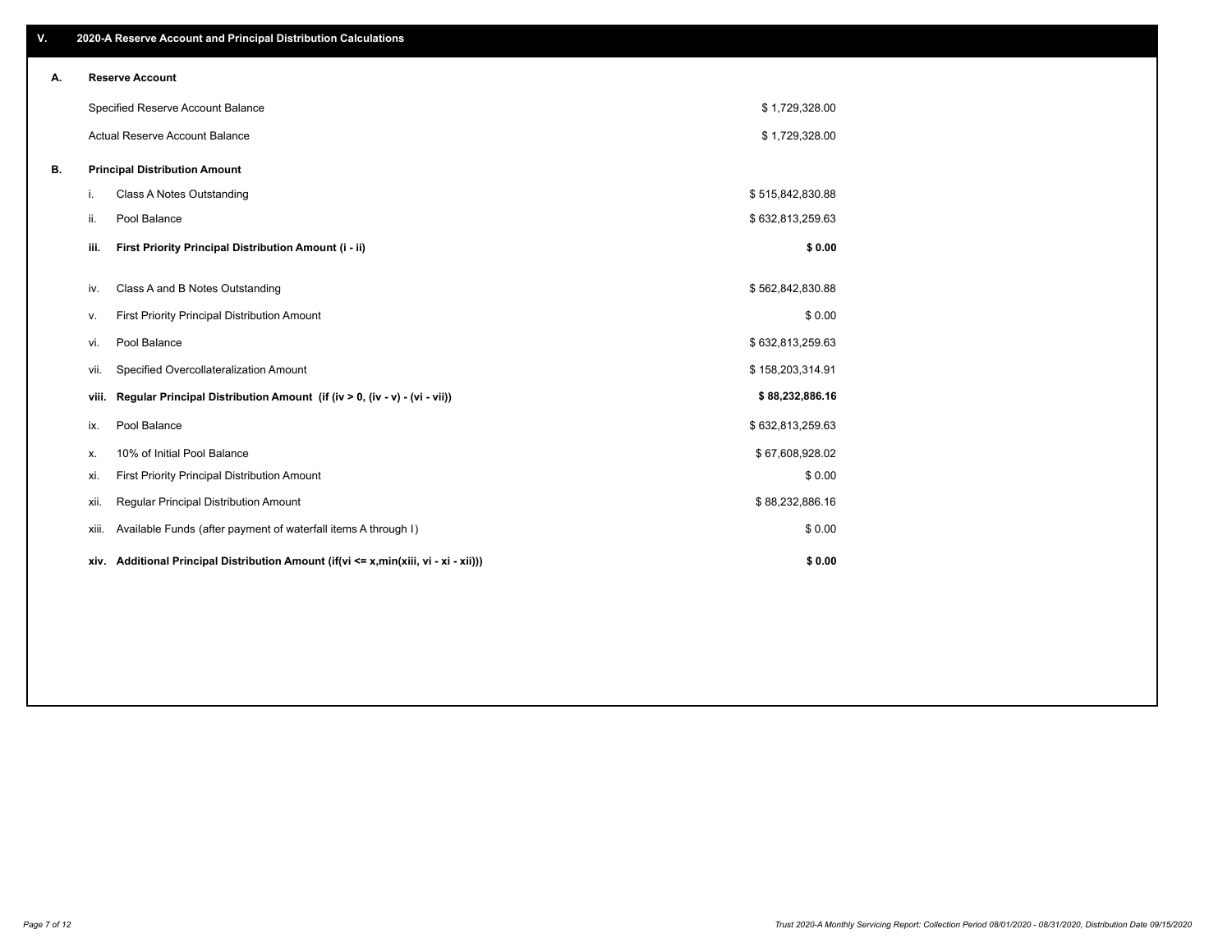## V. 2020-A Reserve Account and Principal Distribution Calculations

### A. Reserve Account

| | |
|---|---|
| Specified Reserve Account Balance | $ 1,729,328.00 |
| Actual Reserve Account Balance | $ 1,729,328.00 |

### B. Principal Distribution Amount

| | | |
|---|---|---|
| i. | Class A Notes Outstanding | $ 515,842,830.88 |
| ii. | Pool Balance | $ 632,813,259.63 |
| **iii.** | **First Priority Principal Distribution Amount (i - ii)** | **$ 0.00** |
| iv. | Class A and B Notes Outstanding | $ 562,842,830.88 |
| v. | First Priority Principal Distribution Amount | $ 0.00 |
| vi. | Pool Balance | $ 632,813,259.63 |
| vii. | Specified Overcollateralization Amount | $ 158,203,314.91 |
| **viii.** | **Regular Principal Distribution Amount (if (iv > 0, (iv - v) - (vi - vii))** | **$ 88,232,886.16** |
| ix. | Pool Balance | $ 632,813,259.63 |
| x. | 10% of Initial Pool Balance | $ 67,608,928.02 |
| xi. | First Priority Principal Distribution Amount | $ 0.00 |
| xii. | Regular Principal Distribution Amount | $ 88,232,886.16 |
| xiii. | Available Funds (after payment of waterfall items A through I) | $ 0.00 |
| **xiv.** | **Additional Principal Distribution Amount (if(vi <= x,min(xiii, vi - xi - xii)))** | **$ 0.00** |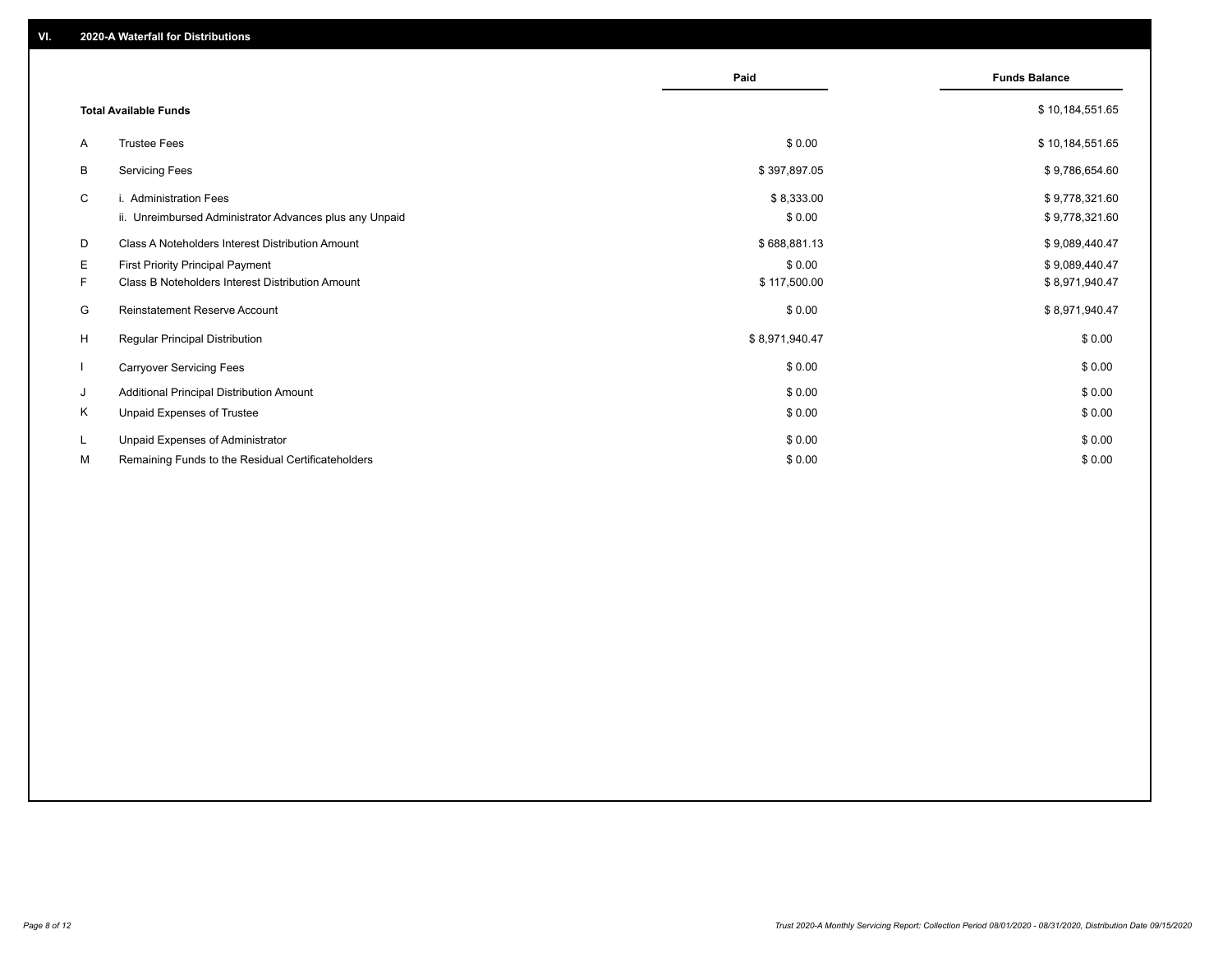## VI. 2020-A Waterfall for Distributions

| | | Paid | Funds Balance |
|---|---|---|---|
| | **Total Available Funds** | | $ 10,184,551.65 |
| A | Trustee Fees | $ 0.00 | $ 10,184,551.65 |
| B | Servicing Fees | $ 397,897.05 | $ 9,786,654.60 |
| C | i. Administration Fees | $ 8,333.00 | $ 9,778,321.60 |
| | ii. Unreimbursed Administrator Advances plus any Unpaid | $ 0.00 | $ 9,778,321.60 |
| D | Class A Noteholders Interest Distribution Amount | $ 688,881.13 | $ 9,089,440.47 |
| E | First Priority Principal Payment | $ 0.00 | $ 9,089,440.47 |
| F | Class B Noteholders Interest Distribution Amount | $ 117,500.00 | $ 8,971,940.47 |
| G | Reinstatement Reserve Account | $ 0.00 | $ 8,971,940.47 |
| H | Regular Principal Distribution | $ 8,971,940.47 | $ 0.00 |
| I | Carryover Servicing Fees | $ 0.00 | $ 0.00 |
| J | Additional Principal Distribution Amount | $ 0.00 | $ 0.00 |
| K | Unpaid Expenses of Trustee | $ 0.00 | $ 0.00 |
| L | Unpaid Expenses of Administrator | $ 0.00 | $ 0.00 |
| M | Remaining Funds to the Residual Certificateholders | $ 0.00 | $ 0.00 |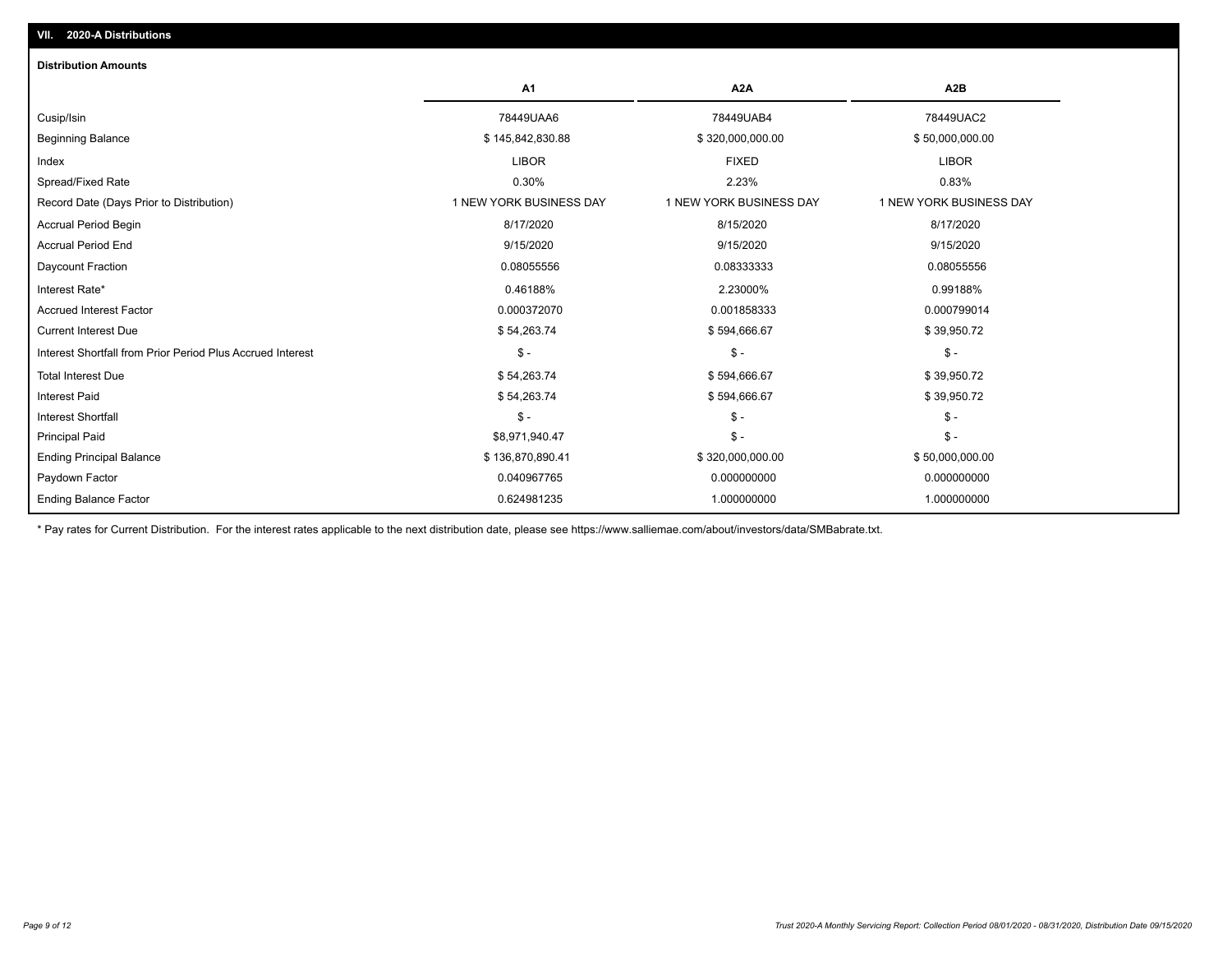## VII. 2020-A Distributions

### Distribution Amounts

| | A1 | A2A | A2B |
|---|---|---|---|
| Cusip/Isin | 78449UAA6 | 78449UAB4 | 78449UAC2 |
| Beginning Balance | $ 145,842,830.88 | $ 320,000,000.00 | $ 50,000,000.00 |
| Index | LIBOR | FIXED | LIBOR |
| Spread/Fixed Rate | 0.30% | 2.23% | 0.83% |
| Record Date (Days Prior to Distribution) | 1 NEW YORK BUSINESS DAY | 1 NEW YORK BUSINESS DAY | 1 NEW YORK BUSINESS DAY |
| Accrual Period Begin | 8/17/2020 | 8/15/2020 | 8/17/2020 |
| Accrual Period End | 9/15/2020 | 9/15/2020 | 9/15/2020 |
| Daycount Fraction | 0.08055556 | 0.08333333 | 0.08055556 |
| Interest Rate* | 0.46188% | 2.23000% | 0.99188% |
| Accrued Interest Factor | 0.000372070 | 0.001858333 | 0.000799014 |
| Current Interest Due | $ 54,263.74 | $ 594,666.67 | $ 39,950.72 |
| Interest Shortfall from Prior Period Plus Accrued Interest | $ - | $ - | $ - |
| Total Interest Due | $ 54,263.74 | $ 594,666.67 | $ 39,950.72 |
| Interest Paid | $ 54,263.74 | $ 594,666.67 | $ 39,950.72 |
| Interest Shortfall | $ - | $ - | $ - |
| Principal Paid | $8,971,940.47 | $ - | $ - |
| Ending Principal Balance | $ 136,870,890.41 | $ 320,000,000.00 | $ 50,000,000.00 |
| Paydown Factor | 0.040967765 | 0.000000000 | 0.000000000 |
| Ending Balance Factor | 0.624981235 | 1.000000000 | 1.000000000 |

* Pay rates for Current Distribution. For the interest rates applicable to the next distribution date, please see https://www.salliemae.com/about/investors/data/SMBabrate.txt.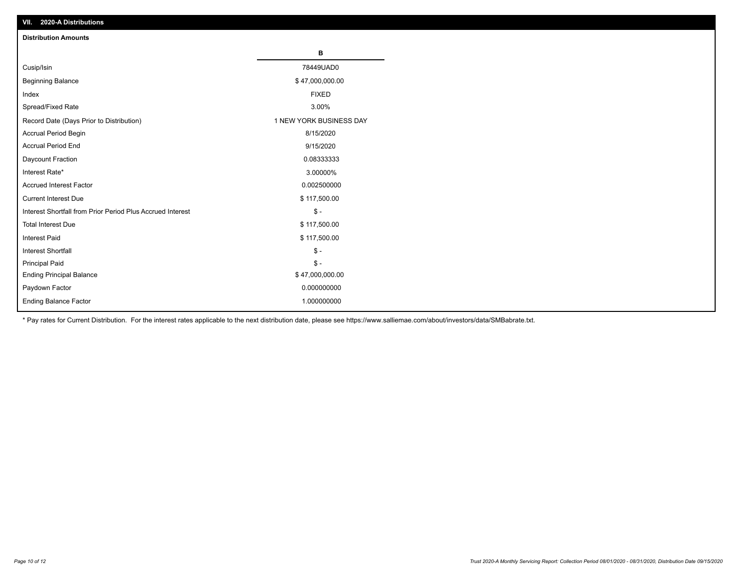## VII. 2020-A Distributions

### Distribution Amounts

| | B |
|---|---|
| Cusip/Isin | 78449UAD0 |
| Beginning Balance | $ 47,000,000.00 |
| Index | FIXED |
| Spread/Fixed Rate | 3.00% |
| Record Date (Days Prior to Distribution) | 1 NEW YORK BUSINESS DAY |
| Accrual Period Begin | 8/15/2020 |
| Accrual Period End | 9/15/2020 |
| Daycount Fraction | 0.08333333 |
| Interest Rate* | 3.00000% |
| Accrued Interest Factor | 0.002500000 |
| Current Interest Due | $ 117,500.00 |
| Interest Shortfall from Prior Period Plus Accrued Interest | $ - |
| Total Interest Due | $ 117,500.00 |
| Interest Paid | $ 117,500.00 |
| Interest Shortfall | $ - |
| Principal Paid | $ - |
| Ending Principal Balance | $ 47,000,000.00 |
| Paydown Factor | 0.000000000 |
| Ending Balance Factor | 1.000000000 |

* Pay rates for Current Distribution. For the interest rates applicable to the next distribution date, please see https://www.salliemae.com/about/investors/data/SMBabrate.txt.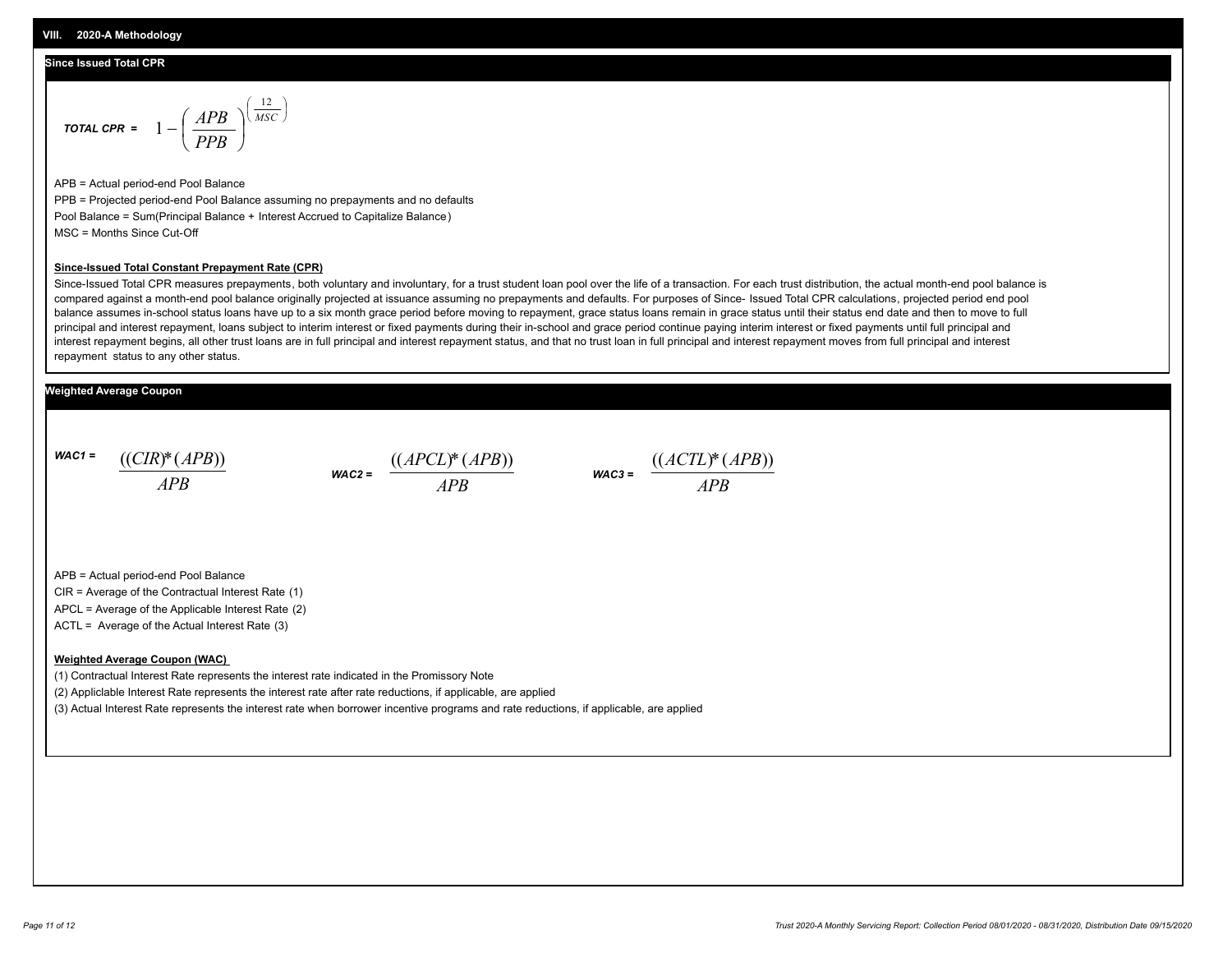## VIII. 2020-A Methodology

### Since Issued Total CPR

$$\textbf{\textit{TOTAL CPR}} = 1 - \left(\frac{APB}{PPB}\right)^{\left(\frac{12}{MSC}\right)}$$

APB = Actual period-end Pool Balance

PPB = Projected period-end Pool Balance assuming no prepayments and no defaults

Pool Balance = Sum(Principal Balance + Interest Accrued to Capitalize Balance)

MSC = Months Since Cut-Off

**Since-Issued Total Constant Prepayment Rate (CPR)**

Since-Issued Total CPR measures prepayments, both voluntary and involuntary, for a trust student loan pool over the life of a transaction. For each trust distribution, the actual month-end pool balance is compared against a month-end pool balance originally projected at issuance assuming no prepayments and defaults. For purposes of Since- Issued Total CPR calculations, projected period end pool balance assumes in-school status loans have up to a six month grace period before moving to repayment, grace status loans remain in grace status until their status end date and then to move to full principal and interest repayment, loans subject to interim interest or fixed payments during their in-school and grace period continue paying interim interest or fixed payments until full principal and interest repayment begins, all other trust loans are in full principal and interest repayment status, and that no trust loan in full principal and interest repayment moves from full principal and interest repayment status to any other status.

### Weighted Average Coupon

$$\textbf{\textit{WAC1}} = \frac{((CIR)*(APB))}{APB} \qquad \textbf{\textit{WAC2}} = \frac{((APCL)*(APB))}{APB} \qquad \textbf{\textit{WAC3}} = \frac{((ACTL)*(APB))}{APB}$$

APB = Actual period-end Pool Balance

CIR = Average of the Contractual Interest Rate (1)

APCL = Average of the Applicable Interest Rate (2)

ACTL = Average of the Actual Interest Rate (3)

**Weighted Average Coupon (WAC)**

(1) Contractual Interest Rate represents the interest rate indicated in the Promissory Note

(2) Appliclable Interest Rate represents the interest rate after rate reductions, if applicable, are applied

(3) Actual Interest Rate represents the interest rate when borrower incentive programs and rate reductions, if applicable, are applied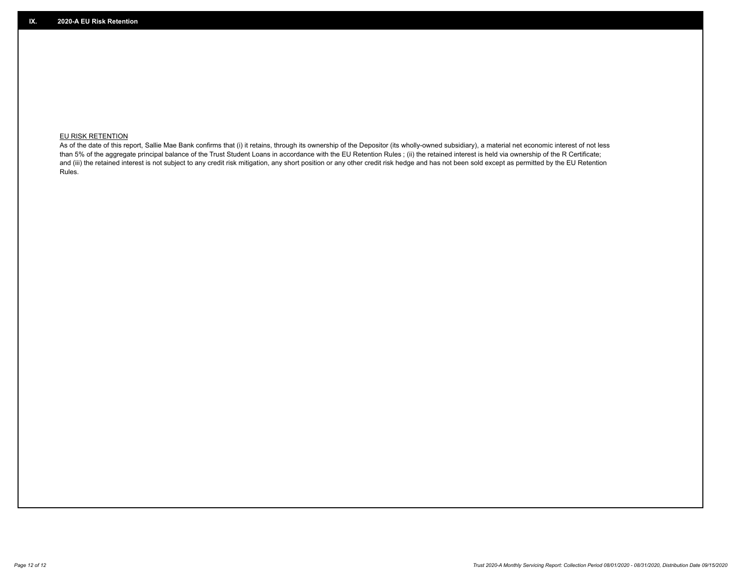## IX. 2020-A EU Risk Retention

EU RISK RETENTION

As of the date of this report, Sallie Mae Bank confirms that (i) it retains, through its ownership of the Depositor (its wholly-owned subsidiary), a material net economic interest of not less than 5% of the aggregate principal balance of the Trust Student Loans in accordance with the EU Retention Rules ; (ii) the retained interest is held via ownership of the R Certificate; and (iii) the retained interest is not subject to any credit risk mitigation, any short position or any other credit risk hedge and has not been sold except as permitted by the EU Retention Rules.